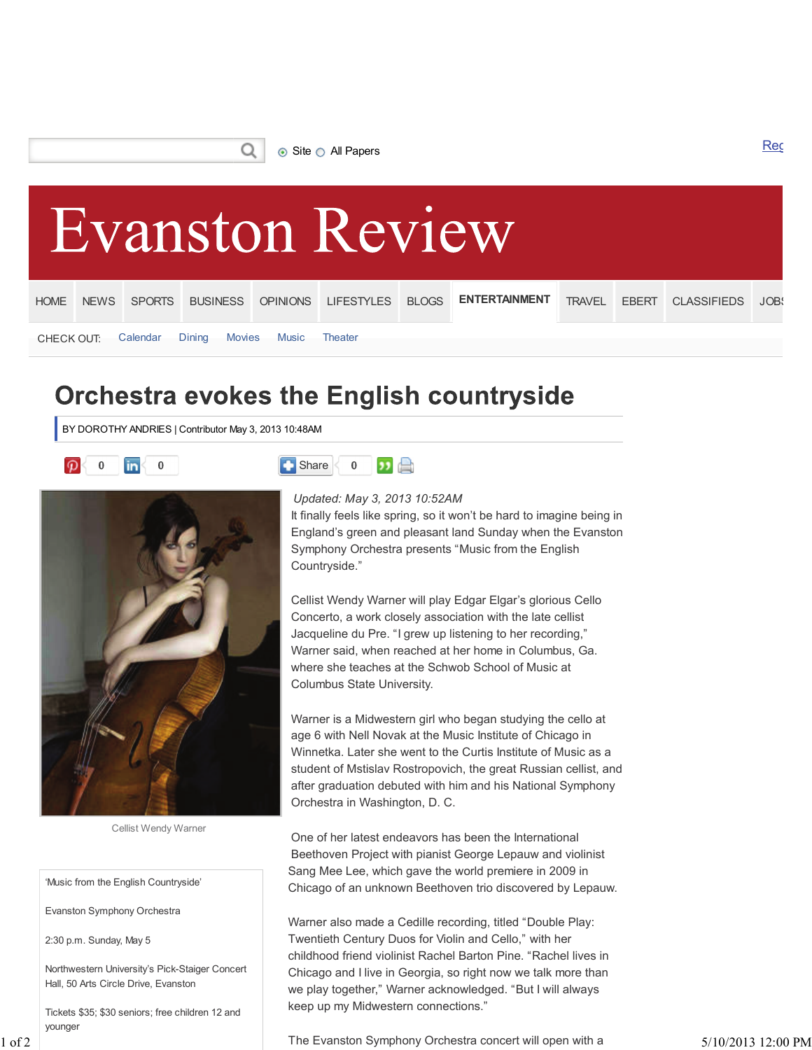# Evanston Review

HOME | NEWS | SPORTS | BUSINESS | OPINIONS | LIFESTYLES | BLOGS | ENTERTAINMENT | TRAVEL | EBERT | CLASSIFIEDS | JOBS

CHECK OUT: Calendar | Dining | Movies | Music | Theater

## Orchestra evokes the English countryside

BY DOROTHY ANDRIES | Contributor May 3, 2013 10:48AM

Cellist Wendy Warner

'Music from the English Countryside'

Evanston Symphony Orchestra

2:30 p.m. Sunday, May 5

Northwestern University's Pick-Staiger Concert Hall, 50 Arts Circle Drive, Evanston

Tickets $35; $30 seniors; free children 12 and younger

*Updated: May 3, 2013 10:52AM*

It finally feels like spring, so it won't be hard to imagine being in England's green and pleasant land Sunday when the Evanston Symphony Orchestra presents "Music from the English Countryside."

Cellist Wendy Warner will play Edgar Elgar's glorious Cello Concerto, a work closely association with the late cellist Jacqueline du Pre. "I grew up listening to her recording," Warner said, when reached at her home in Columbus, Ga. where she teaches at the Schwob School of Music at Columbus State University.

Warner is a Midwestern girl who began studying the cello at age 6 with Nell Novak at the Music Institute of Chicago in Winnetka. Later she went to the Curtis Institute of Music as a student of Mstislav Rostropovich, the great Russian cellist, and after graduation debuted with him and his National Symphony Orchestra in Washington, D. C.

One of her latest endeavors has been the International Beethoven Project with pianist George Lepauw and violinist Sang Mee Lee, which gave the world premiere in 2009 in Chicago of an unknown Beethoven trio discovered by Lepauw.

Warner also made a Cedille recording, titled "Double Play: Twentieth Century Duos for Violin and Cello," with her childhood friend violinist Rachel Barton Pine. "Rachel lives in Chicago and I live in Georgia, so right now we talk more than we play together," Warner acknowledged. "But I will always keep up my Midwestern connections."

The Evanston Symphony Orchestra concert will open with a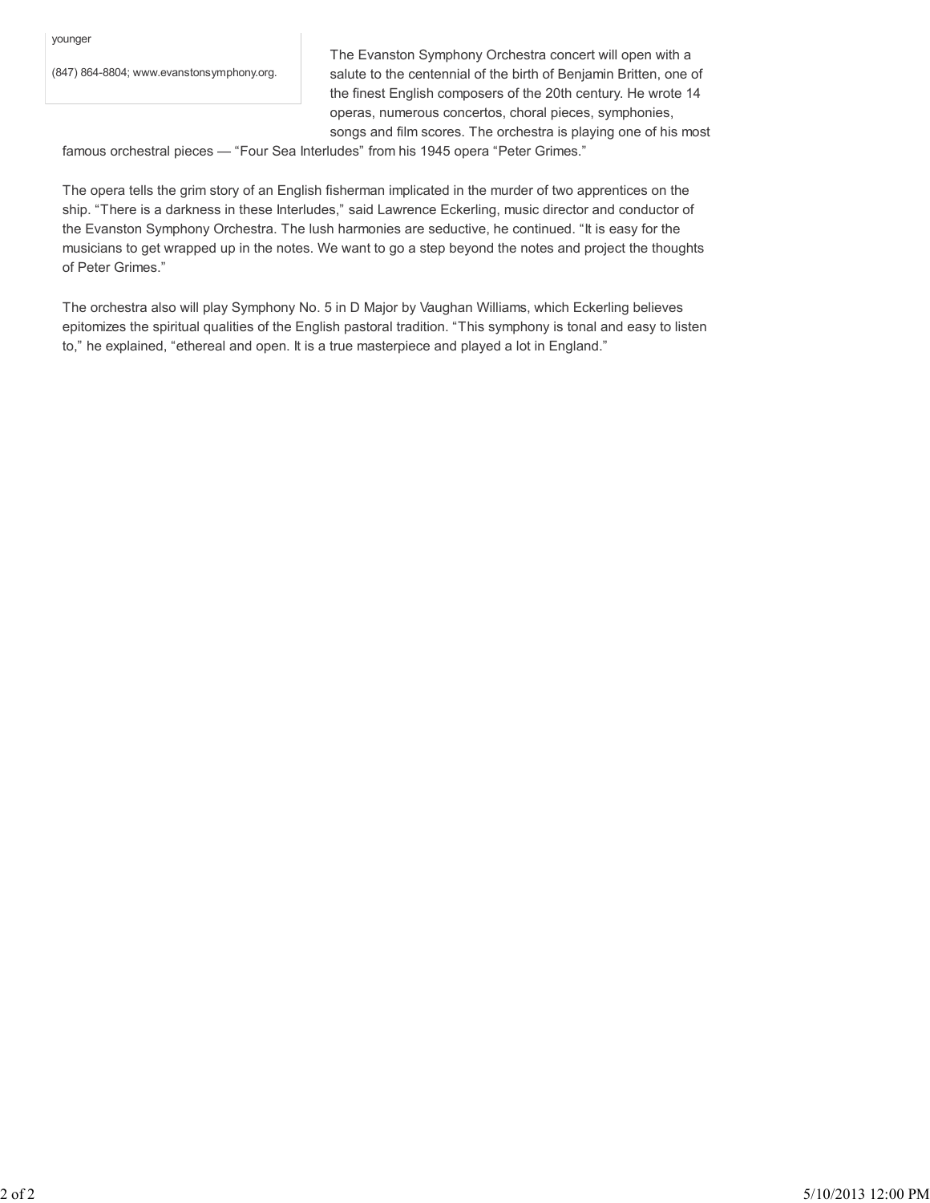younger

(847) 864-8804; www.evanstonsymphony.org.

The Evanston Symphony Orchestra concert will open with a salute to the centennial of the birth of Benjamin Britten, one of the finest English composers of the 20th century. He wrote 14 operas, numerous concertos, choral pieces, symphonies, songs and film scores. The orchestra is playing one of his most famous orchestral pieces — "Four Sea Interludes" from his 1945 opera "Peter Grimes."

The opera tells the grim story of an English fisherman implicated in the murder of two apprentices on the ship. "There is a darkness in these Interludes," said Lawrence Eckerling, music director and conductor of the Evanston Symphony Orchestra. The lush harmonies are seductive, he continued. "It is easy for the musicians to get wrapped up in the notes. We want to go a step beyond the notes and project the thoughts of Peter Grimes."

The orchestra also will play Symphony No. 5 in D Major by Vaughan Williams, which Eckerling believes epitomizes the spiritual qualities of the English pastoral tradition. "This symphony is tonal and easy to listen to," he explained, "ethereal and open. It is a true masterpiece and played a lot in England."